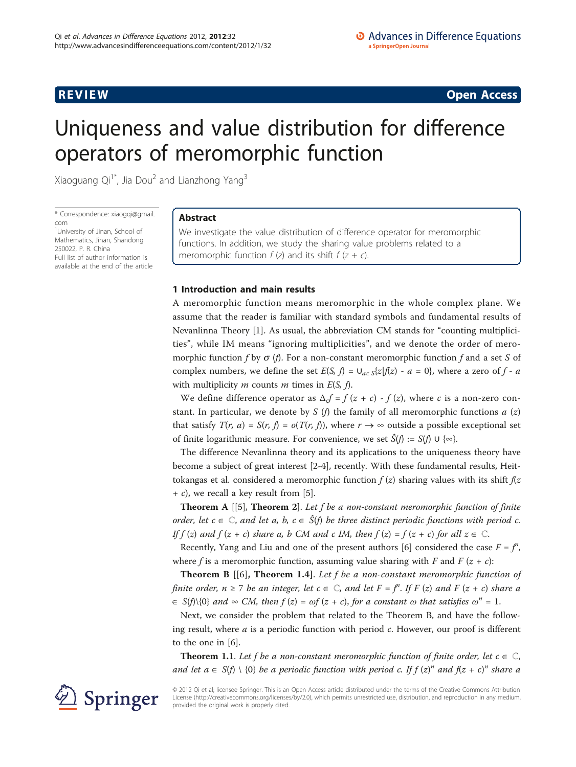REVIEW Open Access

# Uniqueness and value distribution for difference operators of meromorphic function

Xiaoguang Qi[1*], Jia Dou[2] and Lianzhong Yang[3]

\* Correspondence: xiaogqi@gmail.com
[1]University of Jinan, School of Mathematics, Jinan, Shandong 250022, P. R. China
Full list of author information is available at the end of the article

## Abstract

We investigate the value distribution of difference operator for meromorphic functions. In addition, we study the sharing value problems related to a meromorphic function $f(z)$ and its shift $f(z + c)$.

## 1 Introduction and main results

A meromorphic function means meromorphic in the whole complex plane. We assume that the reader is familiar with standard symbols and fundamental results of Nevanlinna Theory [1]. As usual, the abbreviation CM stands for "counting multiplicities", while IM means "ignoring multiplicities", and we denote the order of meromorphic function $f$ by $\sigma(f)$. For a non-constant meromorphic function $f$ and a set $S$ of complex numbers, we define the set $E(S, f) = \cup_{a\in S}\{z|f(z) - a = 0\}$, where a zero of $f - a$ with multiplicity $m$ counts $m$ times in $E(S, f)$.

We define difference operator as $\Delta_c f = f(z + c) - f(z)$, where $c$ is a non-zero constant. In particular, we denote by $S(f)$ the family of all meromorphic functions $a(z)$ that satisfy $T(r, a) = S(r, f) = o(T(r, f))$, where $r \to \infty$ outside a possible exceptional set of finite logarithmic measure. For convenience, we set $\hat{S}(f) := S(f) \cup \{\infty\}$.

The difference Nevanlinna theory and its applications to the uniqueness theory have become a subject of great interest [2-4], recently. With these fundamental results, Heittokangas et al. considered a meromorphic function $f(z)$ sharing values with its shift $f(z + c)$, we recall a key result from [5].

**Theorem A** [[5], **Theorem 2**]. *Let $f$ be a non-constant meromorphic function of finite order, let $c \in \mathbb{C}$, and let $a, b, c \in \hat{S}(f)$ be three distinct periodic functions with period $c$. If $f(z)$ and $f(z + c)$ share $a$, $b$ CM and $c$ IM, then $f(z) = f(z + c)$ for all $z \in \mathbb{C}$.*

Recently, Yang and Liu and one of the present authors [6] considered the case $F = f^n$, where $f$ is a meromorphic function, assuming value sharing with $F$ and $F(z + c)$:

**Theorem B** [[6], **Theorem 1.4**]. *Let $f$ be a non-constant meromorphic function of finite order, $n \geq 7$ be an integer, let $c \in \mathbb{C}$, and let $F = f^n$. If $F(z)$ and $F(z + c)$ share $a \in S(f)\backslash\{0\}$ and $\infty$ CM, then $f(z) = \omega f(z + c)$, for a constant $\omega$ that satisfies $\omega^n = 1$.*

Next, we consider the problem that related to the Theorem B, and have the following result, where $a$ is a periodic function with period $c$. However, our proof is different to the one in [6].

**Theorem 1.1**. *Let $f$ be a non-constant meromorphic function of finite order, let $c \in \mathbb{C}$, and let $a \in S(f) \setminus \{0\}$ be a periodic function with period $c$. If $f(z)^n$ and $f(z + c)^n$ share $a$*

© 2012 Qi et al; licensee Springer. This is an Open Access article distributed under the terms of the Creative Commons Attribution License (http://creativecommons.org/licenses/by/2.0), which permits unrestricted use, distribution, and reproduction in any medium, provided the original work is properly cited.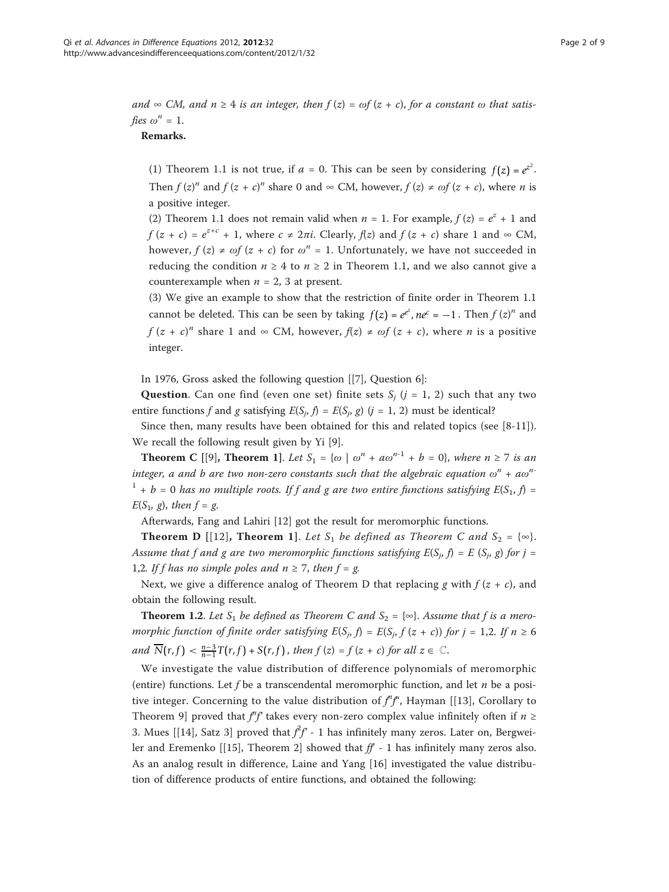*and* $\infty$ *CM, and* $n \geq 4$ *is an integer, then* $f(z) = \omega f(z + c)$, *for a constant* $\omega$ *that satisfies* $\omega^n = 1$.

**Remarks.**

(1) Theorem 1.1 is not true, if $a = 0$. This can be seen by considering $f(z) = e^{z^2}$. Then $f(z)^n$ and $f(z + c)^n$ share 0 and $\infty$ CM, however, $f(z) \neq \omega f(z + c)$, where $n$ is a positive integer.

(2) Theorem 1.1 does not remain valid when $n = 1$. For example, $f(z) = e^z + 1$ and $f(z + c) = e^{z+c} + 1$, where $c \neq 2\pi i$. Clearly, $f(z)$ and $f(z + c)$ share 1 and $\infty$ CM, however, $f(z) \neq \omega f(z + c)$ for $\omega^n = 1$. Unfortunately, we have not succeeded in reducing the condition $n \geq 4$ to $n \geq 2$ in Theorem 1.1, and we also cannot give a counterexample when $n = 2, 3$ at present.

(3) We give an example to show that the restriction of finite order in Theorem 1.1 cannot be deleted. This can be seen by taking $f(z) = e^{e^z}, ne^c = -1$. Then $f(z)^n$ and $f(z + c)^n$ share 1 and $\infty$ CM, however, $f(z) \neq \omega f(z + c)$, where $n$ is a positive integer.

In 1976, Gross asked the following question [[7], Question 6]:

**Question**. Can one find (even one set) finite sets $S_j$ $(j = 1, 2)$ such that any two entire functions $f$ and $g$ satisfying $E(S_j, f) = E(S_j, g)$ $(j = 1, 2)$ must be identical?

Since then, many results have been obtained for this and related topics (see [8-11]). We recall the following result given by Yi [9].

**Theorem C** [[9], **Theorem 1**]. *Let* $S_1 = \{\omega \mid \omega^n + a\omega^{n-1} + b = 0\}$, *where* $n \geq 7$ *is an integer,* $a$ *and* $b$ *are two non-zero constants such that the algebraic equation* $\omega^n + a\omega^{n-1} + b = 0$ *has no multiple roots. If* $f$ *and* $g$ *are two entire functions satisfying* $E(S_1, f) = E(S_1, g)$, *then* $f = g$.

Afterwards, Fang and Lahiri [12] got the result for meromorphic functions.

**Theorem D** [[12], **Theorem 1**]. *Let* $S_1$ *be defined as Theorem C and* $S_2 = \{\infty\}$. *Assume that* $f$ *and* $g$ *are two meromorphic functions satisfying* $E(S_j, f) = E(S_j, g)$ *for* $j = 1,2$. *If* $f$ *has no simple poles and* $n \geq 7$, *then* $f = g$.

Next, we give a difference analog of Theorem D that replacing $g$ with $f(z + c)$, and obtain the following result.

**Theorem 1.2**. *Let* $S_1$ *be defined as Theorem C and* $S_2 = \{\infty\}$. *Assume that* $f$ *is a meromorphic function of finite order satisfying* $E(S_j, f) = E(S_j, f(z + c))$ *for* $j = 1,2$. *If* $n \geq 6$ *and* $\overline{N}(r, f) < \frac{n-3}{n-1}T(r, f) + S(r, f)$, *then* $f(z) = f(z + c)$ *for all* $z \in \mathbb{C}$.

We investigate the value distribution of difference polynomials of meromorphic (entire) functions. Let $f$ be a transcendental meromorphic function, and let $n$ be a positive integer. Concerning to the value distribution of $f^n f'$, Hayman [[13], Corollary to Theorem 9] proved that $f^n f'$ takes every non-zero complex value infinitely often if $n \geq 3$. Mues [[14], Satz 3] proved that $f^2 f' - 1$ has infinitely many zeros. Later on, Bergweiler and Eremenko [[15], Theorem 2] showed that $ff' - 1$ has infinitely many zeros also. As an analog result in difference, Laine and Yang [16] investigated the value distribution of difference products of entire functions, and obtained the following: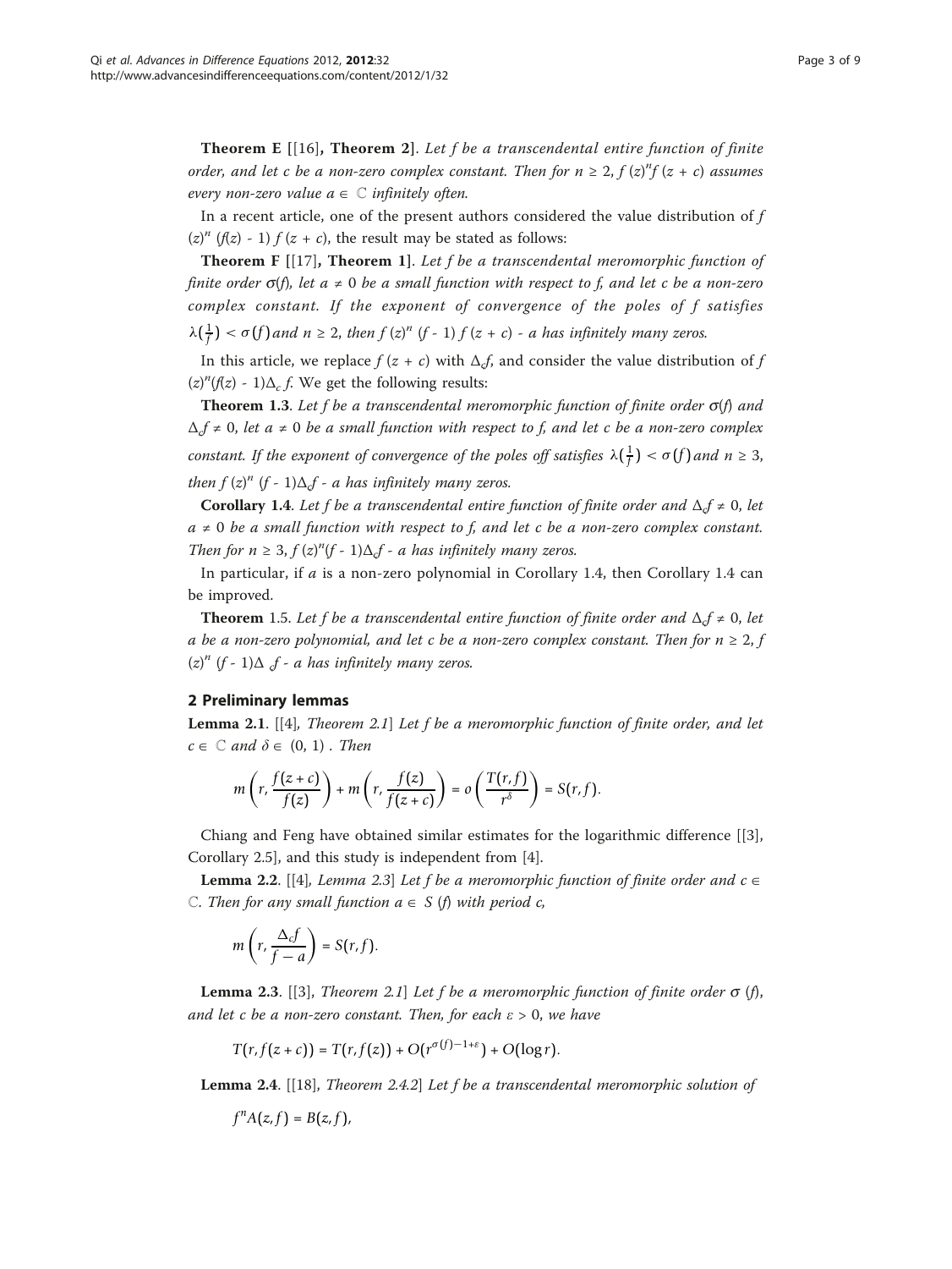**Theorem E** [[16], **Theorem 2**]. *Let f be a transcendental entire function of finite order, and let c be a non-zero complex constant. Then for $n \geq 2$, $f(z)^n f(z + c)$ assumes every non-zero value $a \in \mathbb{C}$ infinitely often.*

In a recent article, one of the present authors considered the value distribution of $f(z)^n (f(z) - 1) f(z + c)$, the result may be stated as follows:

**Theorem F** [[17], **Theorem 1**]. *Let f be a transcendental meromorphic function of finite order $\sigma(f)$, let $a \neq 0$ be a small function with respect to f, and let c be a non-zero complex constant. If the exponent of convergence of the poles of f satisfies $\lambda(\frac{1}{f}) < \sigma(f)$ and $n \geq 2$, then $f(z)^n (f - 1) f(z + c) - a$ has infinitely many zeros.*

In this article, we replace $f(z + c)$ with $\Delta_c f$, and consider the value distribution of $f(z)^n(f(z) - 1)\Delta_c f$. We get the following results:

**Theorem 1.3**. *Let f be a transcendental meromorphic function of finite order $\sigma(f)$ and $\Delta_c f \neq 0$, let $a \neq 0$ be a small function with respect to f, and let c be a non-zero complex constant. If the exponent of convergence of the poles off satisfies $\lambda(\frac{1}{f}) < \sigma(f)$ and $n \geq 3$, then $f(z)^n (f - 1)\Delta_c f - a$ has infinitely many zeros.*

**Corollary 1.4**. *Let f be a transcendental entire function of finite order and $\Delta_c f \neq 0$, let $a \neq 0$ be a small function with respect to f, and let c be a non-zero complex constant. Then for $n \geq 3$, $f(z)^n(f - 1)\Delta_c f - a$ has infinitely many zeros.*

In particular, if $a$ is a non-zero polynomial in Corollary 1.4, then Corollary 1.4 can be improved.

**Theorem** 1.5. *Let f be a transcendental entire function of finite order and $\Delta_c f \neq 0$, let a be a non-zero polynomial, and let c be a non-zero complex constant. Then for $n \geq 2$, $f(z)^n (f - 1)\Delta_c f - a$ has infinitely many zeros.*

## 2 Preliminary lemmas

**Lemma 2.1**. [[4], *Theorem 2.1*] *Let f be a meromorphic function of finite order, and let $c \in \mathbb{C}$ and $\delta \in (0, 1)$. Then*

$$m\left(r, \frac{f(z+c)}{f(z)}\right) + m\left(r, \frac{f(z)}{f(z+c)}\right) = o\left(\frac{T(r,f)}{r^{\delta}}\right) = S(r,f).$$

Chiang and Feng have obtained similar estimates for the logarithmic difference [[3], Corollary 2.5], and this study is independent from [4].

**Lemma 2.2**. [[4], *Lemma 2.3*] *Let f be a meromorphic function of finite order and $c \in \mathbb{C}$. Then for any small function $a \in S(f)$ with period c,*

$$m\left(r, \frac{\Delta_c f}{f - a}\right) = S(r,f).$$

**Lemma 2.3**. [[3], *Theorem 2.1*] *Let f be a meromorphic function of finite order $\sigma(f)$, and let c be a non-zero constant. Then, for each $\varepsilon > 0$, we have*

$$T(r, f(z+c)) = T(r, f(z)) + O(r^{\sigma(f)-1+\varepsilon}) + O(\log r).$$

**Lemma 2.4**. [[18], *Theorem 2.4.2*] *Let f be a transcendental meromorphic solution of*

$$f^n A(z,f) = B(z,f),$$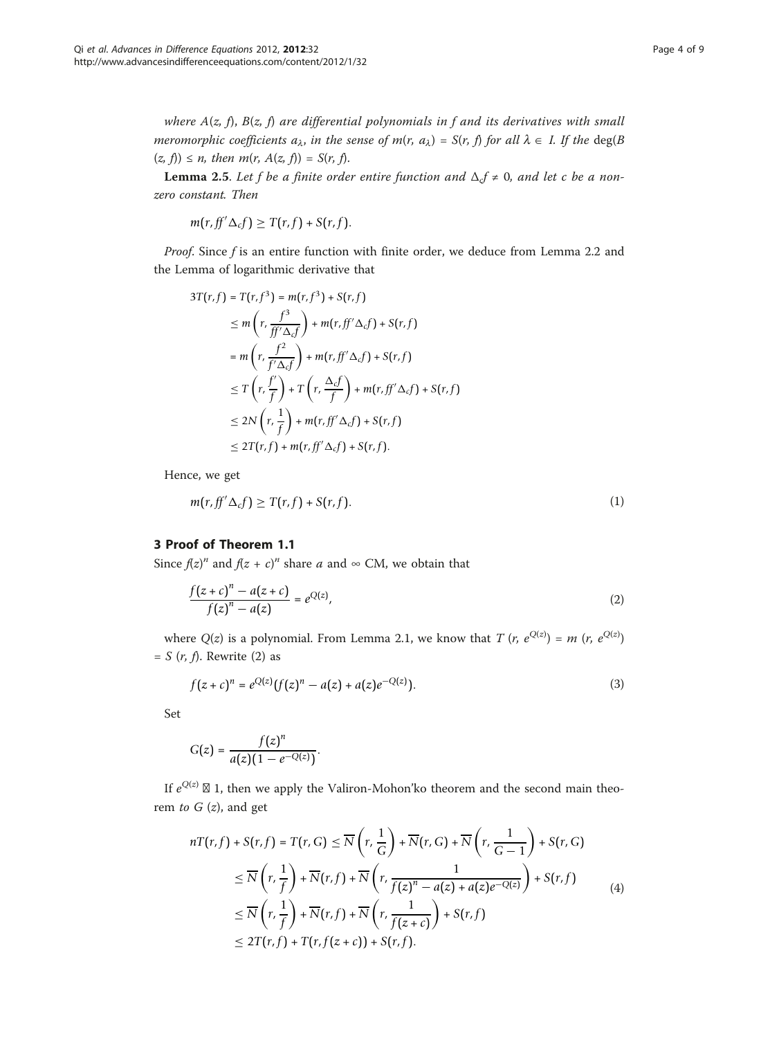*where $A(z, f)$, $B(z, f)$ are differential polynomials in $f$ and its derivatives with small meromorphic coefficients $a_\lambda$, in the sense of $m(r, a_\lambda) = S(r, f)$ for all $\lambda \in I$. If the* $\deg(B(z, f)) \leq n$, *then* $m(r, A(z, f)) = S(r, f)$.

**Lemma 2.5**. *Let $f$ be a finite order entire function and $\Delta_c f \neq 0$, and let $c$ be a non-zero constant. Then*

$$m(r, ff'\Delta_c f) \geq T(r, f) + S(r, f).$$

*Proof*. Since $f$ is an entire function with finite order, we deduce from Lemma 2.2 and the Lemma of logarithmic derivative that

$$\begin{aligned}
3T(r, f) &= T(r, f^3) = m(r, f^3) + S(r, f) \\
&\leq m\left(r, \frac{f^3}{ff'\Delta_c f}\right) + m(r, ff'\Delta_c f) + S(r, f) \\
&= m\left(r, \frac{f^2}{f'\Delta_c f}\right) + m(r, ff'\Delta_c f) + S(r, f) \\
&\leq T\left(r, \frac{f'}{f}\right) + T\left(r, \frac{\Delta_c f}{f}\right) + m(r, ff'\Delta_c f) + S(r, f) \\
&\leq 2N\left(r, \frac{1}{f}\right) + m(r, ff'\Delta_c f) + S(r, f) \\
&\leq 2T(r, f) + m(r, ff'\Delta_c f) + S(r, f).
\end{aligned}$$

Hence, we get

$$m(r, ff'\Delta_c f) \geq T(r, f) + S(r, f). \tag{1}$$

## 3 Proof of Theorem 1.1

Since $f(z)^n$ and $f(z + c)^n$ share $a$ and $\infty$ CM, we obtain that

$$\frac{f(z + c)^n - a(z + c)}{f(z)^n - a(z)} = e^{Q(z)}, \tag{2}$$

where $Q(z)$ is a polynomial. From Lemma 2.1, we know that $T(r, e^{Q(z)}) = m(r, e^{Q(z)}) = S(r, f)$. Rewrite (2) as

$$f(z + c)^n = e^{Q(z)}(f(z)^n - a(z) + a(z)e^{-Q(z)}). \tag{3}$$

Set

$$G(z) = \frac{f(z)^n}{a(z)(1 - e^{-Q(z)})}.$$

If $e^{Q(z)} \not\equiv 1$, then we apply the Valiron-Mohon'ko theorem and the second main theorem *to* $G(z)$, and get

$$\begin{aligned}
nT(r, f) + S(r, f) = T(r, G) &\leq \overline{N}\left(r, \frac{1}{G}\right) + \overline{N}(r, G) + \overline{N}\left(r, \frac{1}{G - 1}\right) + S(r, G) \\
&\leq \overline{N}\left(r, \frac{1}{f}\right) + \overline{N}(r, f) + \overline{N}\left(r, \frac{1}{f(z)^n - a(z) + a(z)e^{-Q(z)}}\right) + S(r, f) \\
&\leq \overline{N}\left(r, \frac{1}{f}\right) + \overline{N}(r, f) + \overline{N}\left(r, \frac{1}{f(z + c)}\right) + S(r, f) \\
&\leq 2T(r, f) + T(r, f(z + c)) + S(r, f).
\end{aligned} \tag{4}$$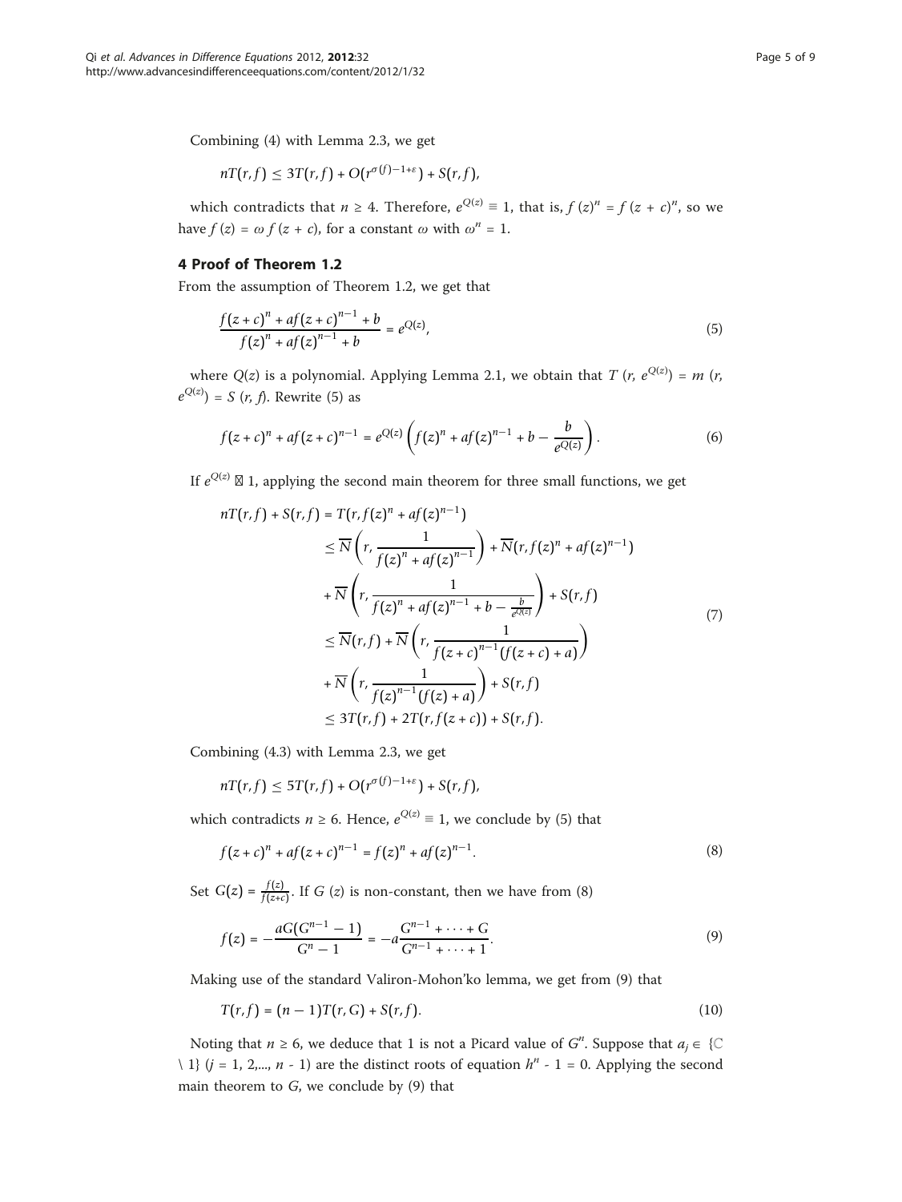Combining (4) with Lemma 2.3, we get

$$nT(r,f) \le 3T(r,f) + O(r^{\sigma(f)-1+\varepsilon}) + S(r,f),$$

which contradicts that $n \ge 4$. Therefore, $e^{Q(z)} \equiv 1$, that is, $f(z)^n = f(z+c)^n$, so we have $f(z) = \omega f(z+c)$, for a constant $\omega$ with $\omega^n = 1$.

## 4 Proof of Theorem 1.2

From the assumption of Theorem 1.2, we get that

$$\frac{f(z+c)^n + af(z+c)^{n-1} + b}{f(z)^n + af(z)^{n-1} + b} = e^{Q(z)}, \tag{5}$$

where $Q(z)$ is a polynomial. Applying Lemma 2.1, we obtain that $T(r, e^{Q(z)}) = m(r, e^{Q(z)}) = S(r, f)$. Rewrite (5) as

$$f(z+c)^n + af(z+c)^{n-1} = e^{Q(z)}\left(f(z)^n + af(z)^{n-1} + b - \frac{b}{e^{Q(z)}}\right). \tag{6}$$

If $e^{Q(z)} \not\equiv 1$, applying the second main theorem for three small functions, we get

$$\begin{aligned}
nT(r,f) + S(r,f) &= T(r, f(z)^n + af(z)^{n-1}) \\
&\le \overline{N}\left(r, \frac{1}{f(z)^n + af(z)^{n-1}}\right) + \overline{N}(r, f(z)^n + af(z)^{n-1}) \\
&\quad + \overline{N}\left(r, \frac{1}{f(z)^n + af(z)^{n-1} + b - \frac{b}{e^{Q(z)}}}\right) + S(r,f) \\
&\le \overline{N}(r,f) + \overline{N}\left(r, \frac{1}{f(z+c)^{n-1}(f(z+c)+a)}\right) \\
&\quad + \overline{N}\left(r, \frac{1}{f(z)^{n-1}(f(z)+a)}\right) + S(r,f) \\
&\le 3T(r,f) + 2T(r, f(z+c)) + S(r,f).
\end{aligned} \tag{7}$$

Combining (4.3) with Lemma 2.3, we get

$$nT(r,f) \le 5T(r,f) + O(r^{\sigma(f)-1+\varepsilon}) + S(r,f),$$

which contradicts $n \ge 6$. Hence, $e^{Q(z)} \equiv 1$, we conclude by (5) that

$$f(z+c)^n + af(z+c)^{n-1} = f(z)^n + af(z)^{n-1}. \tag{8}$$

Set $G(z) = \frac{f(z)}{f(z+c)}$. If $G(z)$ is non-constant, then we have from (8)

$$f(z) = -\frac{aG(G^{n-1}-1)}{G^n - 1} = -a\frac{G^{n-1} + \cdots + G}{G^{n-1} + \cdots + 1}. \tag{9}$$

Making use of the standard Valiron-Mohon'ko lemma, we get from (9) that

$$T(r,f) = (n-1)T(r,G) + S(r,f). \tag{10}$$

Noting that $n \ge 6$, we deduce that 1 is not a Picard value of $G^n$. Suppose that $a_j \in \{\mathbb{C} \setminus 1\}$ $(j = 1, 2, \ldots, n-1)$ are the distinct roots of equation $h^n - 1 = 0$. Applying the second main theorem to $G$, we conclude by (9) that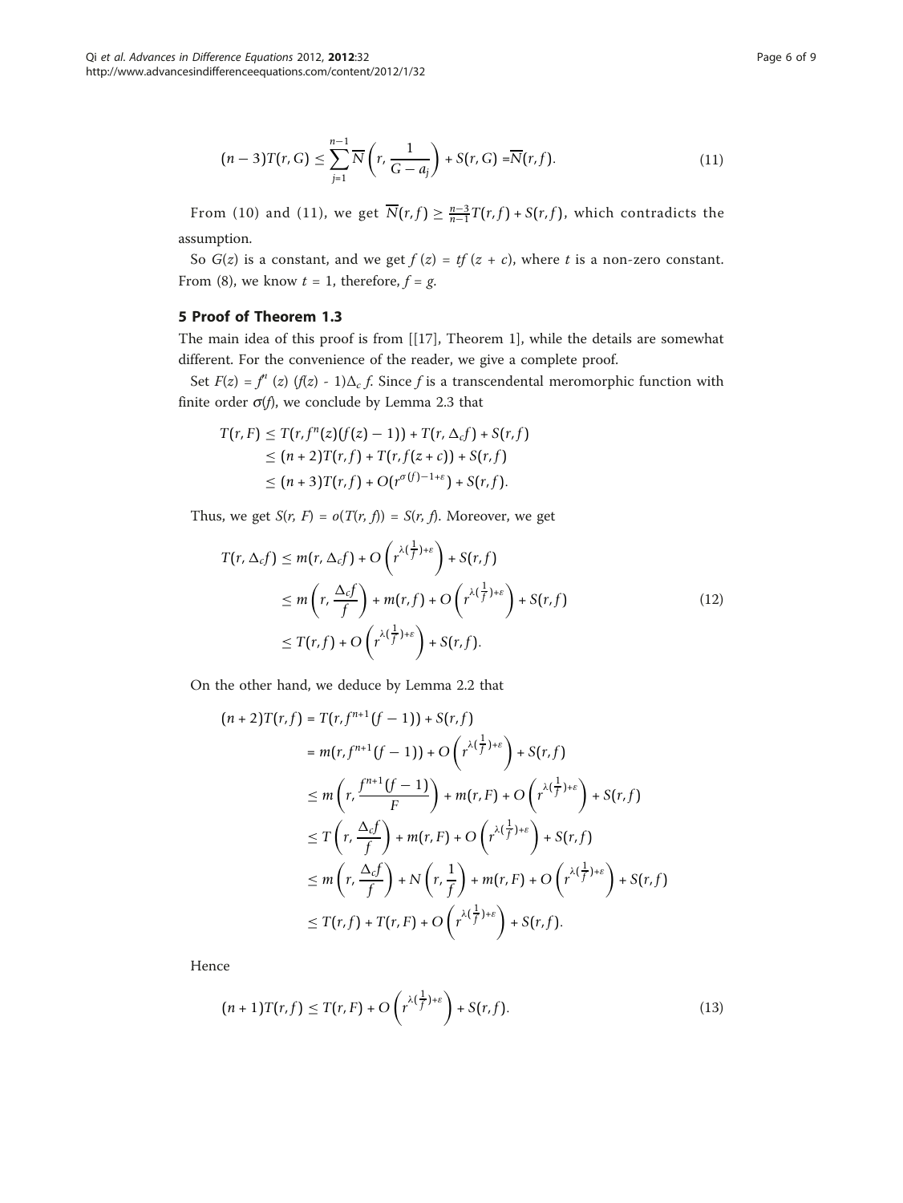$$(n-3)T(r,G) \leq \sum_{j=1}^{n-1} \overline{N}\left(r, \frac{1}{G-a_j}\right) + S(r,G) = \overline{N}(r,f). \tag{11}$$

From (10) and (11), we get $\overline{N}(r,f) \geq \frac{n-3}{n-1}T(r,f) + S(r,f)$, which contradicts the assumption.

So $G(z)$ is a constant, and we get $f(z) = tf(z+c)$, where $t$ is a non-zero constant. From (8), we know $t = 1$, therefore, $f = g$.

## 5 Proof of Theorem 1.3

The main idea of this proof is from [[17], Theorem 1], while the details are somewhat different. For the convenience of the reader, we give a complete proof.

Set $F(z) = f^n(z)(f(z) - 1)\Delta_c f$. Since $f$ is a transcendental meromorphic function with finite order $\sigma(f)$, we conclude by Lemma 2.3 that

$$\begin{aligned}
T(r,F) &\leq T(r, f^n(z)(f(z)-1)) + T(r, \Delta_c f) + S(r,f) \\
&\leq (n+2)T(r,f) + T(r, f(z+c)) + S(r,f) \\
&\leq (n+3)T(r,f) + O(r^{\sigma(f)-1+\varepsilon}) + S(r,f).
\end{aligned}$$

Thus, we get $S(r, F) = o(T(r, f)) = S(r, f)$. Moreover, we get

$$\begin{aligned}
T(r, \Delta_c f) &\leq m(r, \Delta_c f) + O\left(r^{\lambda(\frac{1}{f})+\varepsilon}\right) + S(r,f) \\
&\leq m\left(r, \frac{\Delta_c f}{f}\right) + m(r,f) + O\left(r^{\lambda(\frac{1}{f})+\varepsilon}\right) + S(r,f) \\
&\leq T(r,f) + O\left(r^{\lambda(\frac{1}{f})+\varepsilon}\right) + S(r,f).
\end{aligned} \tag{12}$$

On the other hand, we deduce by Lemma 2.2 that

$$\begin{aligned}
(n+2)T(r,f) &= T(r, f^{n+1}(f-1)) + S(r,f) \\
&= m(r, f^{n+1}(f-1)) + O\left(r^{\lambda(\frac{1}{f})+\varepsilon}\right) + S(r,f) \\
&\leq m\left(r, \frac{f^{n+1}(f-1)}{F}\right) + m(r,F) + O\left(r^{\lambda(\frac{1}{f})+\varepsilon}\right) + S(r,f) \\
&\leq T\left(r, \frac{\Delta_c f}{f}\right) + m(r,F) + O\left(r^{\lambda(\frac{1}{f})+\varepsilon}\right) + S(r,f) \\
&\leq m\left(r, \frac{\Delta_c f}{f}\right) + N\left(r, \frac{1}{f}\right) + m(r,F) + O\left(r^{\lambda(\frac{1}{f})+\varepsilon}\right) + S(r,f) \\
&\leq T(r,f) + T(r,F) + O\left(r^{\lambda(\frac{1}{f})+\varepsilon}\right) + S(r,f).
\end{aligned}$$

Hence

$$(n+1)T(r,f) \leq T(r,F) + O\left(r^{\lambda(\frac{1}{f})+\varepsilon}\right) + S(r,f). \tag{13}$$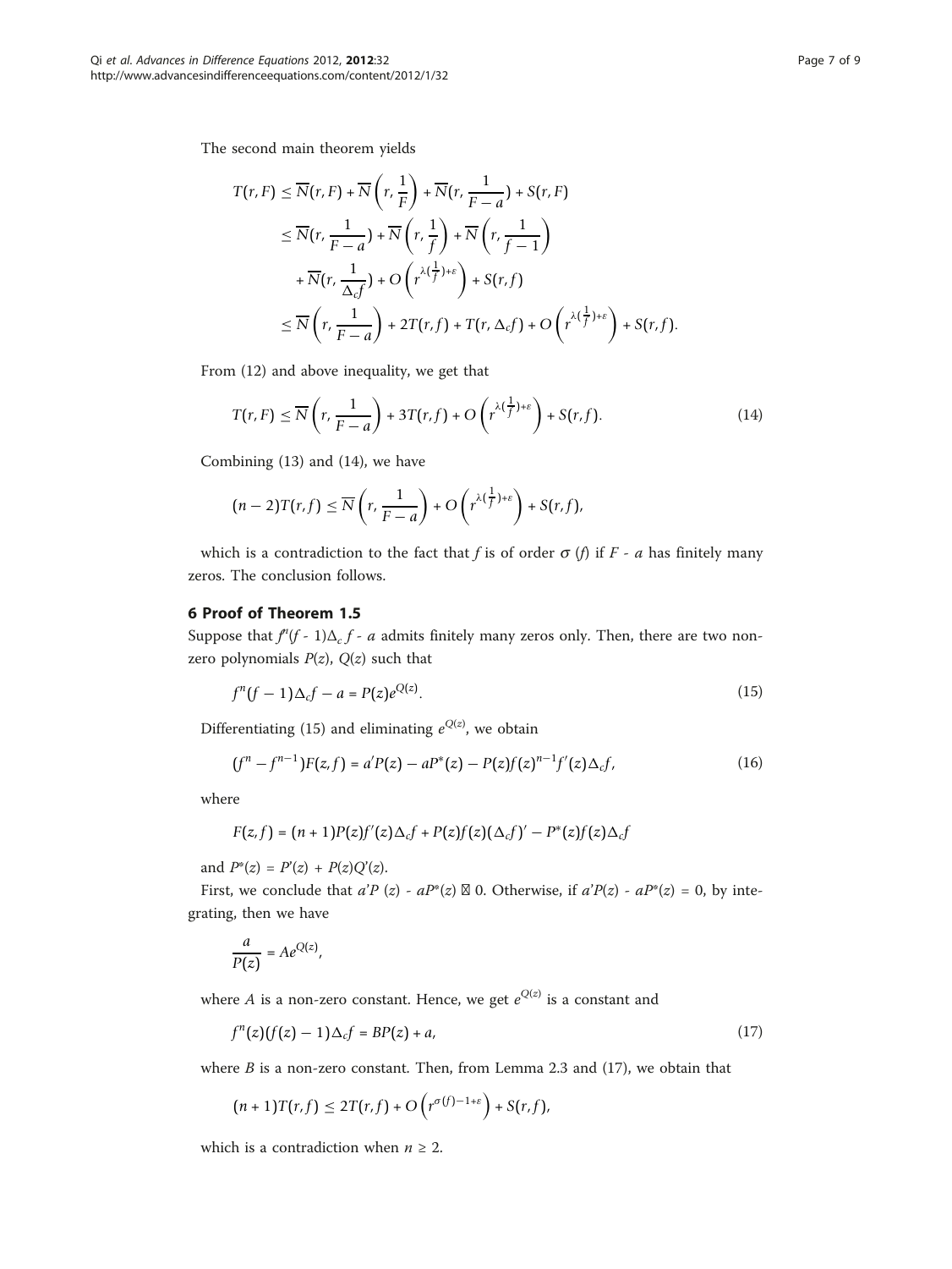The second main theorem yields

$$
\begin{aligned}
T(r,F) &\leq \overline{N}(r,F) + \overline{N}\left(r,\frac{1}{F}\right) + \overline{N}(r,\frac{1}{F-a}) + S(r,F) \\
&\leq \overline{N}(r,\frac{1}{F-a}) + \overline{N}\left(r,\frac{1}{f}\right) + \overline{N}\left(r,\frac{1}{f-1}\right) \\
&\quad + \overline{N}(r,\frac{1}{\Delta_c f}) + O\left(r^{\lambda(\frac{1}{f})+\varepsilon}\right) + S(r,f) \\
&\leq \overline{N}\left(r,\frac{1}{F-a}\right) + 2T(r,f) + T(r,\Delta_c f) + O\left(r^{\lambda(\frac{1}{f})+\varepsilon}\right) + S(r,f).
\end{aligned}
$$

From (12) and above inequality, we get that

$$
T(r,F) \leq \overline{N}\left(r,\frac{1}{F-a}\right) + 3T(r,f) + O\left(r^{\lambda(\frac{1}{f})+\varepsilon}\right) + S(r,f). \tag{14}
$$

Combining (13) and (14), we have

$$
(n-2)T(r,f) \leq \overline{N}\left(r,\frac{1}{F-a}\right) + O\left(r^{\lambda(\frac{1}{f})+\varepsilon}\right) + S(r,f),
$$

which is a contradiction to the fact that $f$ is of order $\sigma(f)$ if $F - a$ has finitely many zeros. The conclusion follows.

## 6 Proof of Theorem 1.5

Suppose that $f^n(f-1)\Delta_c f - a$ admits finitely many zeros only. Then, there are two non-zero polynomials $P(z)$, $Q(z)$ such that

$$
f^n(f-1)\Delta_c f - a = P(z)e^{Q(z)}. \tag{15}
$$

Differentiating (15) and eliminating $e^{Q(z)}$, we obtain

$$
(f^n - f^{n-1})F(z,f) = a'P(z) - aP^*(z) - P(z)f(z)^{n-1}f'(z)\Delta_c f, \tag{16}
$$

where

$$
F(z,f) = (n+1)P(z)f'(z)\Delta_c f + P(z)f(z)(\Delta_c f)' - P^*(z)f(z)\Delta_c f
$$

and $P^*(z) = P'(z) + P(z)Q'(z)$.

First, we conclude that $a'P(z) - aP^*(z) \not\equiv 0$. Otherwise, if $a'P(z) - aP^*(z) = 0$, by integrating, then we have

$$
\frac{a}{P(z)} = Ae^{Q(z)},
$$

where $A$ is a non-zero constant. Hence, we get $e^{Q(z)}$ is a constant and

$$
f^n(z)(f(z)-1)\Delta_c f = BP(z) + a, \tag{17}
$$

where $B$ is a non-zero constant. Then, from Lemma 2.3 and (17), we obtain that

$$
(n+1)T(r,f) \leq 2T(r,f) + O\left(r^{\sigma(f)-1+\varepsilon}\right) + S(r,f),
$$

which is a contradiction when $n \geq 2$.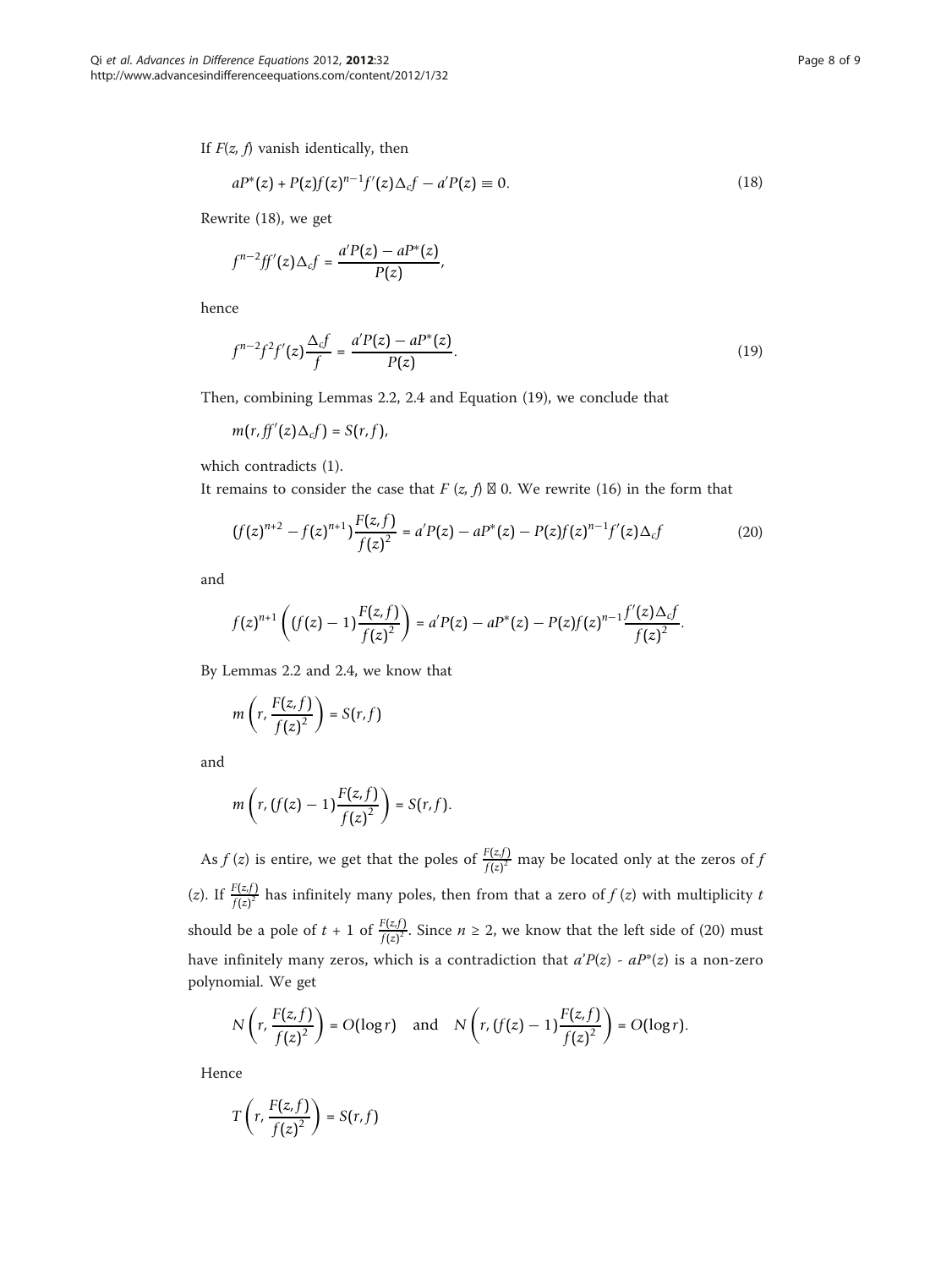If $F(z, f)$ vanish identically, then

$$aP^*(z) + P(z)f(z)^{n-1}f'(z)\Delta_c f - a'P(z) \equiv 0. \tag{18}$$

Rewrite (18), we get

$$f^{n-2}ff'(z)\Delta_c f = \frac{a'P(z) - aP^*(z)}{P(z)},$$

hence

$$f^{n-2}f^2f'(z)\frac{\Delta_c f}{f} = \frac{a'P(z) - aP^*(z)}{P(z)}. \tag{19}$$

Then, combining Lemmas 2.2, 2.4 and Equation (19), we conclude that

$$m(r, ff'(z)\Delta_c f) = S(r, f),$$

which contradicts (1).

It remains to consider the case that $F(z, f) \not\equiv 0$. We rewrite (16) in the form that

$$(f(z)^{n+2} - f(z)^{n+1})\frac{F(z,f)}{f(z)^2} = a'P(z) - aP^*(z) - P(z)f(z)^{n-1}f'(z)\Delta_c f \tag{20}$$

and

$$f(z)^{n+1}\left((f(z) - 1)\frac{F(z,f)}{f(z)^2}\right) = a'P(z) - aP^*(z) - P(z)f(z)^{n-1}\frac{f'(z)\Delta_c f}{f(z)^2}.$$

By Lemmas 2.2 and 2.4, we know that

$$m\left(r, \frac{F(z,f)}{f(z)^2}\right) = S(r, f)$$

and

$$m\left(r, (f(z) - 1)\frac{F(z,f)}{f(z)^2}\right) = S(r, f).$$

As $f(z)$ is entire, we get that the poles of $\frac{F(z,f)}{f(z)^2}$ may be located only at the zeros of $f(z)$. If $\frac{F(z,f)}{f(z)^2}$ has infinitely many poles, then from that a zero of $f(z)$ with multiplicity $t$ should be a pole of $t + 1$ of $\frac{F(z,f)}{f(z)^2}$. Since $n \geq 2$, we know that the left side of (20) must have infinitely many zeros, which is a contradiction that $a'P(z) - aP^*(z)$ is a non-zero polynomial. We get

$$N\left(r, \frac{F(z,f)}{f(z)^2}\right) = O(\log r) \quad \text{and} \quad N\left(r, (f(z) - 1)\frac{F(z,f)}{f(z)^2}\right) = O(\log r).$$

Hence

$$T\left(r, \frac{F(z,f)}{f(z)^2}\right) = S(r, f)$$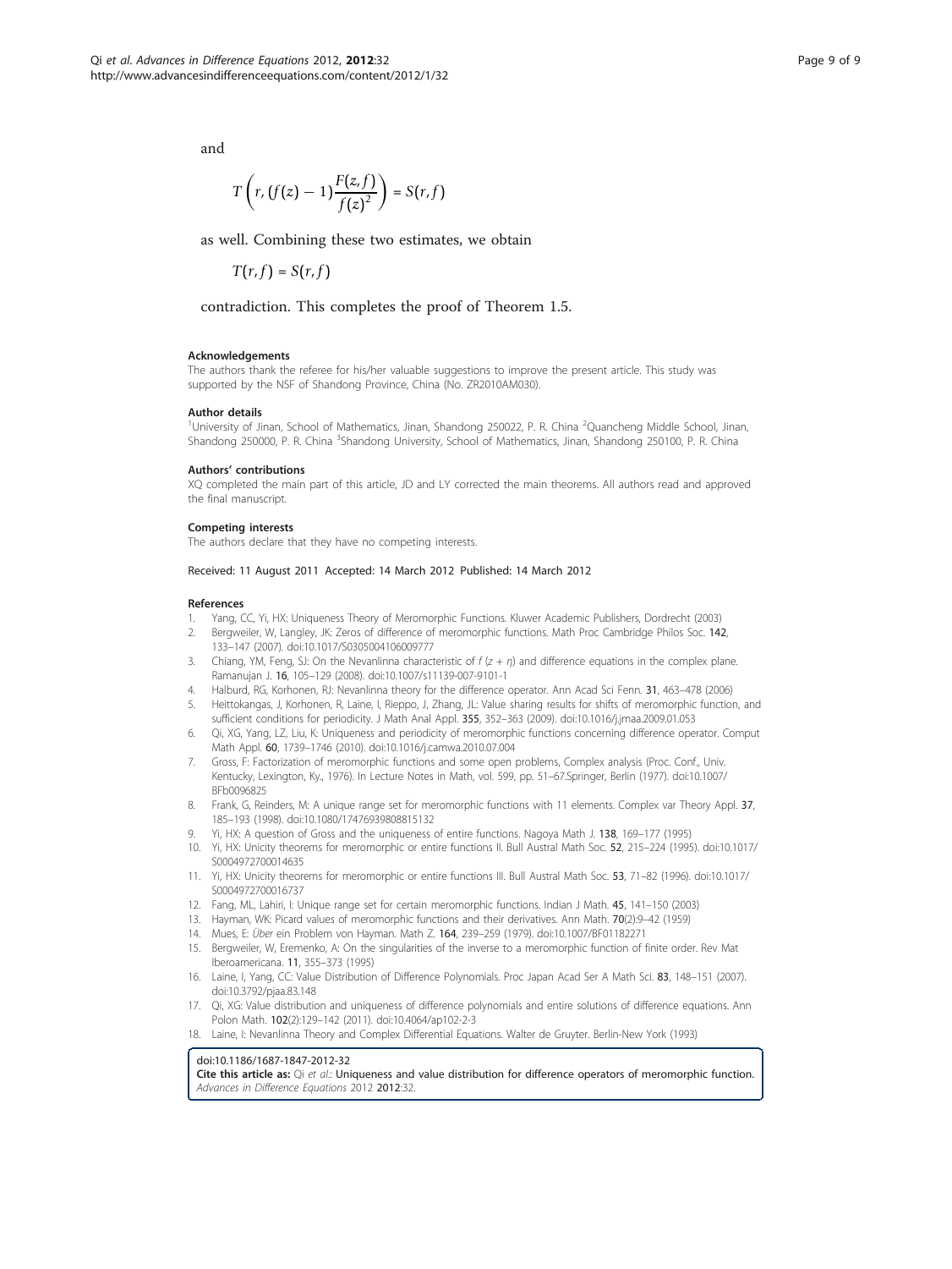and

$$T\left(r, (f(z) - 1)\frac{F(z, f)}{f(z)^2}\right) = S(r, f)$$

as well. Combining these two estimates, we obtain

$$T(r, f) = S(r, f)$$

contradiction. This completes the proof of Theorem 1.5.

#### Acknowledgements

The authors thank the referee for his/her valuable suggestions to improve the present article. This study was supported by the NSF of Shandong Province, China (No. ZR2010AM030).

#### Author details

[1]University of Jinan, School of Mathematics, Jinan, Shandong 250022, P. R. China [2]Quancheng Middle School, Jinan, Shandong 250000, P. R. China [3]Shandong University, School of Mathematics, Jinan, Shandong 250100, P. R. China

#### Authors' contributions

XQ completed the main part of this article, JD and LY corrected the main theorems. All authors read and approved the final manuscript.

#### Competing interests

The authors declare that they have no competing interests.

Received: 11 August 2011 Accepted: 14 March 2012 Published: 14 March 2012

#### References

1. Yang, CC, Yi, HX: Uniqueness Theory of Meromorphic Functions. Kluwer Academic Publishers, Dordrecht (2003)
2. Bergweiler, W, Langley, JK: Zeros of difference of meromorphic functions. Math Proc Cambridge Philos Soc. **142**, 133–147 (2007). doi:10.1017/S0305004106009777
3. Chiang, YM, Feng, SJ: On the Nevanlinna characteristic of $f(z + \eta)$ and difference equations in the complex plane. Ramanujan J. **16**, 105–129 (2008). doi:10.1007/s11139-007-9101-1
4. Halburd, RG, Korhonen, RJ: Nevanlinna theory for the difference operator. Ann Acad Sci Fenn. **31**, 463–478 (2006)
5. Heittokangas, J, Korhonen, R, Laine, I, Rieppo, J, Zhang, JL: Value sharing results for shifts of meromorphic function, and sufficient conditions for periodicity. J Math Anal Appl. **355**, 352–363 (2009). doi:10.1016/j.jmaa.2009.01.053
6. Qi, XG, Yang, LZ, Liu, K: Uniqueness and periodicity of meromorphic functions concerning difference operator. Comput Math Appl. **60**, 1739–1746 (2010). doi:10.1016/j.camwa.2010.07.004
7. Gross, F: Factorization of meromorphic functions and some open problems, Complex analysis (Proc. Conf., Univ. Kentucky, Lexington, Ky., 1976). In Lecture Notes in Math, vol. 599, pp. 51–67.Springer, Berlin (1977). doi:10.1007/BFb0096825
8. Frank, G, Reinders, M: A unique range set for meromorphic functions with 11 elements. Complex var Theory Appl. **37**, 185–193 (1998). doi:10.1080/17476939808815132
9. Yi, HX: A question of Gross and the uniqueness of entire functions. Nagoya Math J. **138**, 169–177 (1995)
10. Yi, HX: Unicity theorems for meromorphic or entire functions II. Bull Austral Math Soc. **52**, 215–224 (1995). doi:10.1017/S0004972700014635
11. Yi, HX: Unicity theorems for meromorphic or entire functions III. Bull Austral Math Soc. **53**, 71–82 (1996). doi:10.1017/S0004972700016737
12. Fang, ML, Lahiri, I: Unique range set for certain meromorphic functions. Indian J Math. **45**, 141–150 (2003)
13. Hayman, WK: Picard values of meromorphic functions and their derivatives. Ann Math. **70**(2):9–42 (1959)
14. Mues, E: *Über* ein Problem von Hayman. Math Z. **164**, 239–259 (1979). doi:10.1007/BF01182271
15. Bergweiler, W, Eremenko, A: On the singularities of the inverse to a meromorphic function of finite order. Rev Mat Iberoamericana. **11**, 355–373 (1995)
16. Laine, I, Yang, CC: Value Distribution of Difference Polynomials. Proc Japan Acad Ser A Math Sci. **83**, 148–151 (2007). doi:10.3792/pjaa.83.148
17. Qi, XG: Value distribution and uniqueness of difference polynomials and entire solutions of difference equations. Ann Polon Math. **102**(2):129–142 (2011). doi:10.4064/ap102-2-3
18. Laine, I: Nevanlinna Theory and Complex Differential Equations. Walter de Gruyter. Berlin-New York (1993)

doi:10.1186/1687-1847-2012-32
**Cite this article as:** Qi *et al.*: Uniqueness and value distribution for difference operators of meromorphic function. *Advances in Difference Equations* 2012 **2012**:32.